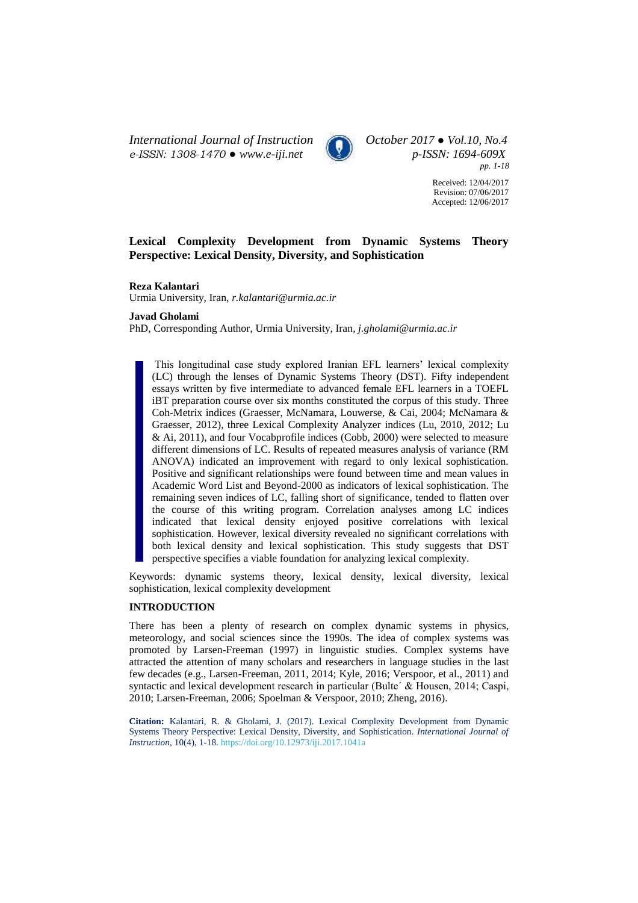Received: 12/04/2017
Revision: 07/06/2017
Accepted: 12/06/2017

# Lexical Complexity Development from Dynamic Systems Theory Perspective: Lexical Density, Diversity, and Sophistication

**Reza Kalantari**
Urmia University, Iran, *r.kalantari@urmia.ac.ir*

**Javad Gholami**
PhD, Corresponding Author, Urmia University, Iran, *j.gholami@urmia.ac.ir*

This longitudinal case study explored Iranian EFL learners' lexical complexity (LC) through the lenses of Dynamic Systems Theory (DST). Fifty independent essays written by five intermediate to advanced female EFL learners in a TOEFL iBT preparation course over six months constituted the corpus of this study. Three Coh-Metrix indices (Graesser, McNamara, Louwerse, & Cai, 2004; McNamara & Graesser, 2012), three Lexical Complexity Analyzer indices (Lu, 2010, 2012; Lu & Ai, 2011), and four Vocabprofile indices (Cobb, 2000) were selected to measure different dimensions of LC. Results of repeated measures analysis of variance (RM ANOVA) indicated an improvement with regard to only lexical sophistication. Positive and significant relationships were found between time and mean values in Academic Word List and Beyond-2000 as indicators of lexical sophistication. The remaining seven indices of LC, falling short of significance, tended to flatten over the course of this writing program. Correlation analyses among LC indices indicated that lexical density enjoyed positive correlations with lexical sophistication. However, lexical diversity revealed no significant correlations with both lexical density and lexical sophistication. This study suggests that DST perspective specifies a valid foundation for analyzing lexical complexity.

Keywords: dynamic systems theory, lexical density, lexical diversity, lexical sophistication, lexical complexity development

## INTRODUCTION

There has been a plenty of research on complex dynamic systems in physics, meteorology, and social sciences since the 1990s. The idea of complex systems was promoted by Larsen-Freeman (1997) in linguistic studies. Complex systems have attracted the attention of many scholars and researchers in language studies in the last few decades (e.g., Larsen-Freeman, 2011, 2014; Kyle, 2016; Verspoor, et al., 2011) and syntactic and lexical development research in particular (Bulte´ & Housen, 2014; Caspi, 2010; Larsen-Freeman, 2006; Spoelman & Verspoor, 2010; Zheng, 2016).

**Citation:** Kalantari, R. & Gholami, J. (2017). Lexical Complexity Development from Dynamic Systems Theory Perspective: Lexical Density, Diversity, and Sophistication. *International Journal of Instruction*, 10(4), 1-18. https://doi.org/10.12973/iji.2017.1041a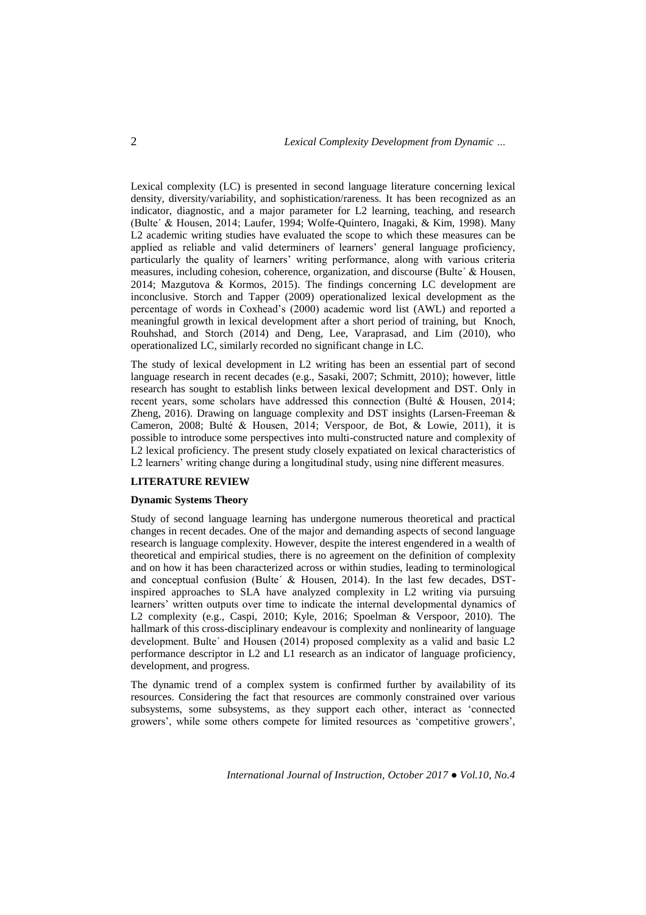Lexical complexity (LC) is presented in second language literature concerning lexical density, diversity/variability, and sophistication/rareness. It has been recognized as an indicator, diagnostic, and a major parameter for L2 learning, teaching, and research (Bulte´ & Housen, 2014; Laufer, 1994; Wolfe-Quintero, Inagaki, & Kim, 1998). Many L2 academic writing studies have evaluated the scope to which these measures can be applied as reliable and valid determiners of learners' general language proficiency, particularly the quality of learners' writing performance, along with various criteria measures, including cohesion, coherence, organization, and discourse (Bulte´ & Housen, 2014; Mazgutova & Kormos, 2015). The findings concerning LC development are inconclusive. Storch and Tapper (2009) operationalized lexical development as the percentage of words in Coxhead's (2000) academic word list (AWL) and reported a meaningful growth in lexical development after a short period of training, but Knoch, Rouhshad, and Storch (2014) and Deng, Lee, Varaprasad, and Lim (2010), who operationalized LC, similarly recorded no significant change in LC.

The study of lexical development in L2 writing has been an essential part of second language research in recent decades (e.g., Sasaki, 2007; Schmitt, 2010); however, little research has sought to establish links between lexical development and DST. Only in recent years, some scholars have addressed this connection (Bulté & Housen, 2014; Zheng, 2016). Drawing on language complexity and DST insights (Larsen-Freeman & Cameron, 2008; Bulté & Housen, 2014; Verspoor, de Bot, & Lowie, 2011), it is possible to introduce some perspectives into multi-constructed nature and complexity of L2 lexical proficiency. The present study closely expatiated on lexical characteristics of L2 learners' writing change during a longitudinal study, using nine different measures.

## LITERATURE REVIEW

### Dynamic Systems Theory

Study of second language learning has undergone numerous theoretical and practical changes in recent decades. One of the major and demanding aspects of second language research is language complexity. However, despite the interest engendered in a wealth of theoretical and empirical studies, there is no agreement on the definition of complexity and on how it has been characterized across or within studies, leading to terminological and conceptual confusion (Bulte´ & Housen, 2014). In the last few decades, DST-inspired approaches to SLA have analyzed complexity in L2 writing via pursuing learners' written outputs over time to indicate the internal developmental dynamics of L2 complexity (e.g., Caspi, 2010; Kyle, 2016; Spoelman & Verspoor, 2010). The hallmark of this cross-disciplinary endeavour is complexity and nonlinearity of language development. Bulte´ and Housen (2014) proposed complexity as a valid and basic L2 performance descriptor in L2 and L1 research as an indicator of language proficiency, development, and progress.

The dynamic trend of a complex system is confirmed further by availability of its resources. Considering the fact that resources are commonly constrained over various subsystems, some subsystems, as they support each other, interact as 'connected growers', while some others compete for limited resources as 'competitive growers',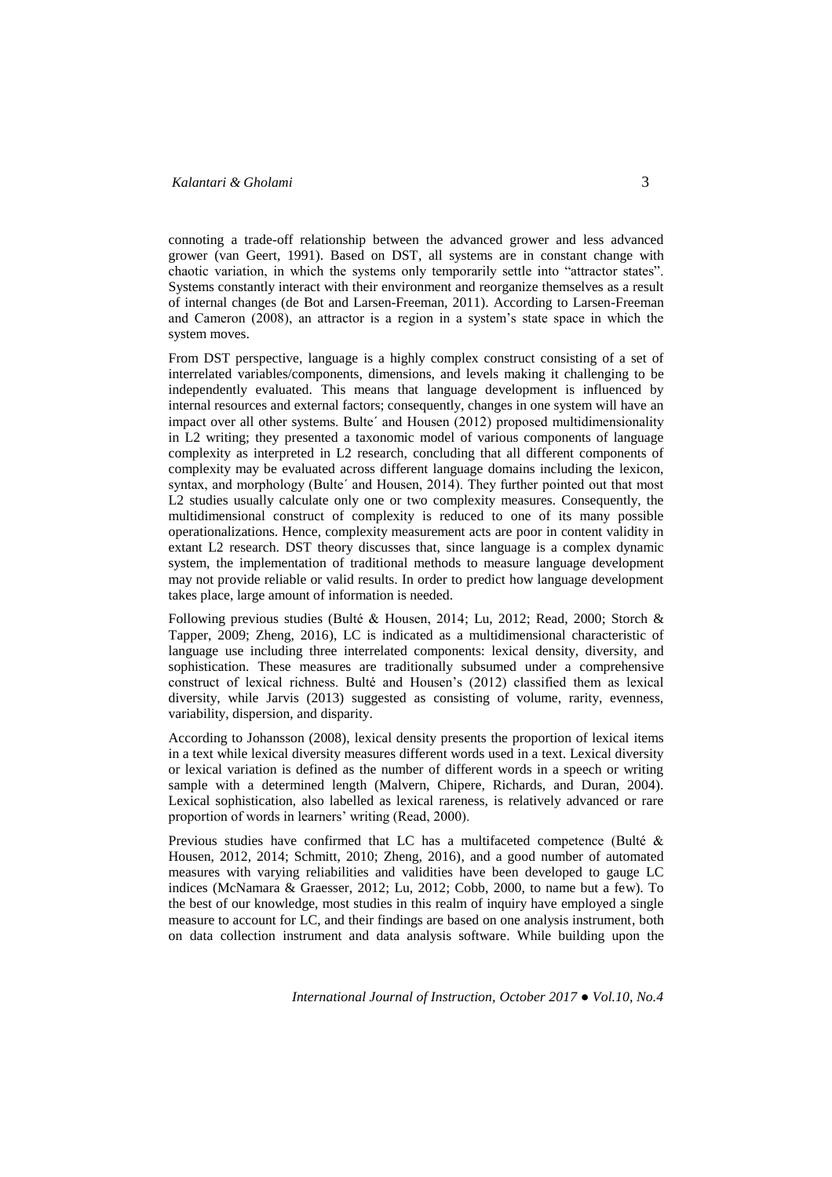connoting a trade-off relationship between the advanced grower and less advanced grower (van Geert, 1991). Based on DST, all systems are in constant change with chaotic variation, in which the systems only temporarily settle into "attractor states". Systems constantly interact with their environment and reorganize themselves as a result of internal changes (de Bot and Larsen-Freeman, 2011). According to Larsen-Freeman and Cameron (2008), an attractor is a region in a system's state space in which the system moves.

From DST perspective, language is a highly complex construct consisting of a set of interrelated variables/components, dimensions, and levels making it challenging to be independently evaluated. This means that language development is influenced by internal resources and external factors; consequently, changes in one system will have an impact over all other systems. Bulte´ and Housen (2012) proposed multidimensionality in L2 writing; they presented a taxonomic model of various components of language complexity as interpreted in L2 research, concluding that all different components of complexity may be evaluated across different language domains including the lexicon, syntax, and morphology (Bulte´ and Housen, 2014). They further pointed out that most L2 studies usually calculate only one or two complexity measures. Consequently, the multidimensional construct of complexity is reduced to one of its many possible operationalizations. Hence, complexity measurement acts are poor in content validity in extant L2 research. DST theory discusses that, since language is a complex dynamic system, the implementation of traditional methods to measure language development may not provide reliable or valid results. In order to predict how language development takes place, large amount of information is needed.

Following previous studies (Bulté & Housen, 2014; Lu, 2012; Read, 2000; Storch & Tapper, 2009; Zheng, 2016), LC is indicated as a multidimensional characteristic of language use including three interrelated components: lexical density, diversity, and sophistication. These measures are traditionally subsumed under a comprehensive construct of lexical richness. Bulté and Housen's (2012) classified them as lexical diversity, while Jarvis (2013) suggested as consisting of volume, rarity, evenness, variability, dispersion, and disparity.

According to Johansson (2008), lexical density presents the proportion of lexical items in a text while lexical diversity measures different words used in a text. Lexical diversity or lexical variation is defined as the number of different words in a speech or writing sample with a determined length (Malvern, Chipere, Richards, and Duran, 2004). Lexical sophistication, also labelled as lexical rareness, is relatively advanced or rare proportion of words in learners' writing (Read, 2000).

Previous studies have confirmed that LC has a multifaceted competence (Bulté & Housen, 2012, 2014; Schmitt, 2010; Zheng, 2016), and a good number of automated measures with varying reliabilities and validities have been developed to gauge LC indices (McNamara & Graesser, 2012; Lu, 2012; Cobb, 2000, to name but a few). To the best of our knowledge, most studies in this realm of inquiry have employed a single measure to account for LC, and their findings are based on one analysis instrument, both on data collection instrument and data analysis software. While building upon the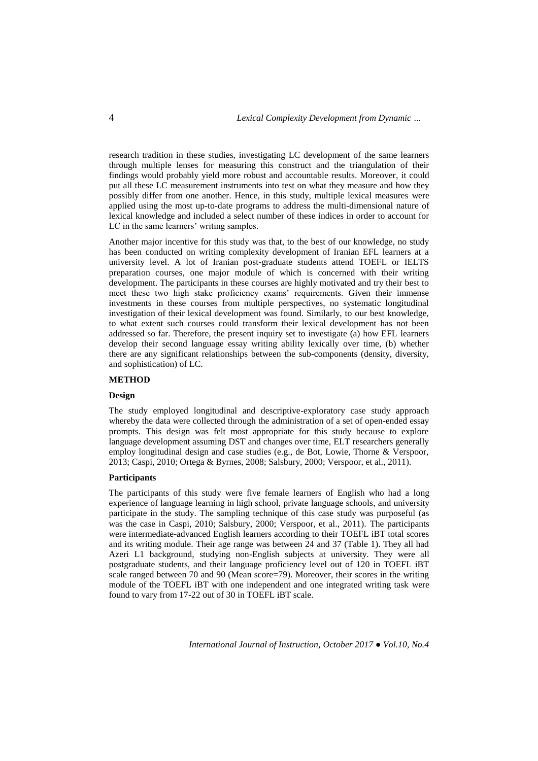research tradition in these studies, investigating LC development of the same learners through multiple lenses for measuring this construct and the triangulation of their findings would probably yield more robust and accountable results. Moreover, it could put all these LC measurement instruments into test on what they measure and how they possibly differ from one another. Hence, in this study, multiple lexical measures were applied using the most up-to-date programs to address the multi-dimensional nature of lexical knowledge and included a select number of these indices in order to account for LC in the same learners' writing samples.

Another major incentive for this study was that, to the best of our knowledge, no study has been conducted on writing complexity development of Iranian EFL learners at a university level. A lot of Iranian post-graduate students attend TOEFL or IELTS preparation courses, one major module of which is concerned with their writing development. The participants in these courses are highly motivated and try their best to meet these two high stake proficiency exams' requirements. Given their immense investments in these courses from multiple perspectives, no systematic longitudinal investigation of their lexical development was found. Similarly, to our best knowledge, to what extent such courses could transform their lexical development has not been addressed so far. Therefore, the present inquiry set to investigate (a) how EFL learners develop their second language essay writing ability lexically over time, (b) whether there are any significant relationships between the sub-components (density, diversity, and sophistication) of LC.

## METHOD

### Design

The study employed longitudinal and descriptive-exploratory case study approach whereby the data were collected through the administration of a set of open-ended essay prompts. This design was felt most appropriate for this study because to explore language development assuming DST and changes over time, ELT researchers generally employ longitudinal design and case studies (e.g., de Bot, Lowie, Thorne & Verspoor, 2013; Caspi, 2010; Ortega & Byrnes, 2008; Salsbury, 2000; Verspoor, et al., 2011).

### Participants

The participants of this study were five female learners of English who had a long experience of language learning in high school, private language schools, and university participate in the study. The sampling technique of this case study was purposeful (as was the case in Caspi, 2010; Salsbury, 2000; Verspoor, et al., 2011). The participants were intermediate-advanced English learners according to their TOEFL iBT total scores and its writing module. Their age range was between 24 and 37 (Table 1). They all had Azeri L1 background, studying non-English subjects at university. They were all postgraduate students, and their language proficiency level out of 120 in TOEFL iBT scale ranged between 70 and 90 (Mean score=79). Moreover, their scores in the writing module of the TOEFL iBT with one independent and one integrated writing task were found to vary from 17-22 out of 30 in TOEFL iBT scale.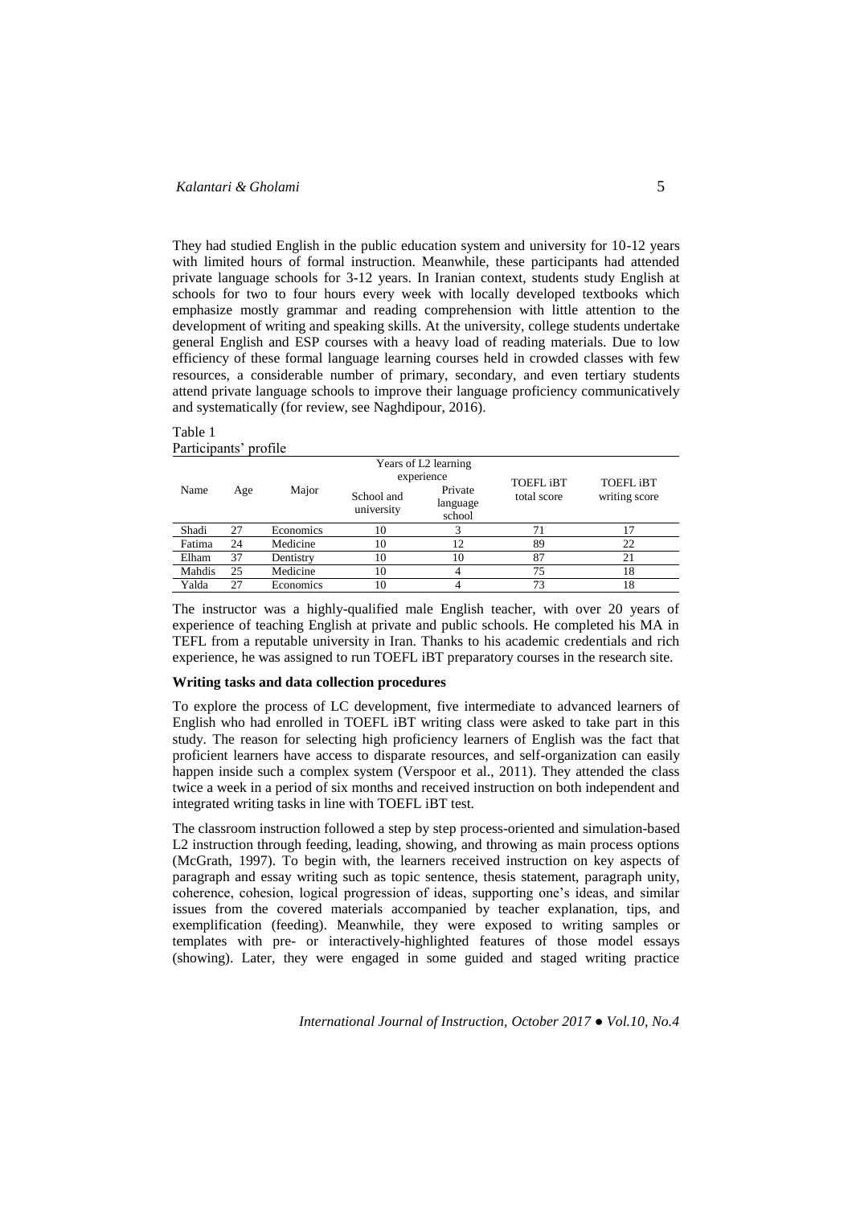They had studied English in the public education system and university for 10-12 years with limited hours of formal instruction. Meanwhile, these participants had attended private language schools for 3-12 years. In Iranian context, students study English at schools for two to four hours every week with locally developed textbooks which emphasize mostly grammar and reading comprehension with little attention to the development of writing and speaking skills. At the university, college students undertake general English and ESP courses with a heavy load of reading materials. Due to low efficiency of these formal language learning courses held in crowded classes with few resources, a considerable number of primary, secondary, and even tertiary students attend private language schools to improve their language proficiency communicatively and systematically (for review, see Naghdipour, 2016).

Table 1
Participants' profile

| Name | Age | Major | Years of L2 learning experience | | TOEFL iBT total score | TOEFL iBT writing score |
|---|---|---|---|---|---|---|
| | | | School and university | Private language school | | |
| Shadi | 27 | Economics | 10 | 3 | 71 | 17 |
| Fatima | 24 | Medicine | 10 | 12 | 89 | 22 |
| Elham | 37 | Dentistry | 10 | 10 | 87 | 21 |
| Mahdis | 25 | Medicine | 10 | 4 | 75 | 18 |
| Yalda | 27 | Economics | 10 | 4 | 73 | 18 |

The instructor was a highly-qualified male English teacher, with over 20 years of experience of teaching English at private and public schools. He completed his MA in TEFL from a reputable university in Iran. Thanks to his academic credentials and rich experience, he was assigned to run TOEFL iBT preparatory courses in the research site.

**Writing tasks and data collection procedures**

To explore the process of LC development, five intermediate to advanced learners of English who had enrolled in TOEFL iBT writing class were asked to take part in this study. The reason for selecting high proficiency learners of English was the fact that proficient learners have access to disparate resources, and self-organization can easily happen inside such a complex system (Verspoor et al., 2011). They attended the class twice a week in a period of six months and received instruction on both independent and integrated writing tasks in line with TOEFL iBT test.

The classroom instruction followed a step by step process-oriented and simulation-based L2 instruction through feeding, leading, showing, and throwing as main process options (McGrath, 1997). To begin with, the learners received instruction on key aspects of paragraph and essay writing such as topic sentence, thesis statement, paragraph unity, coherence, cohesion, logical progression of ideas, supporting one's ideas, and similar issues from the covered materials accompanied by teacher explanation, tips, and exemplification (feeding). Meanwhile, they were exposed to writing samples or templates with pre- or interactively-highlighted features of those model essays (showing). Later, they were engaged in some guided and staged writing practice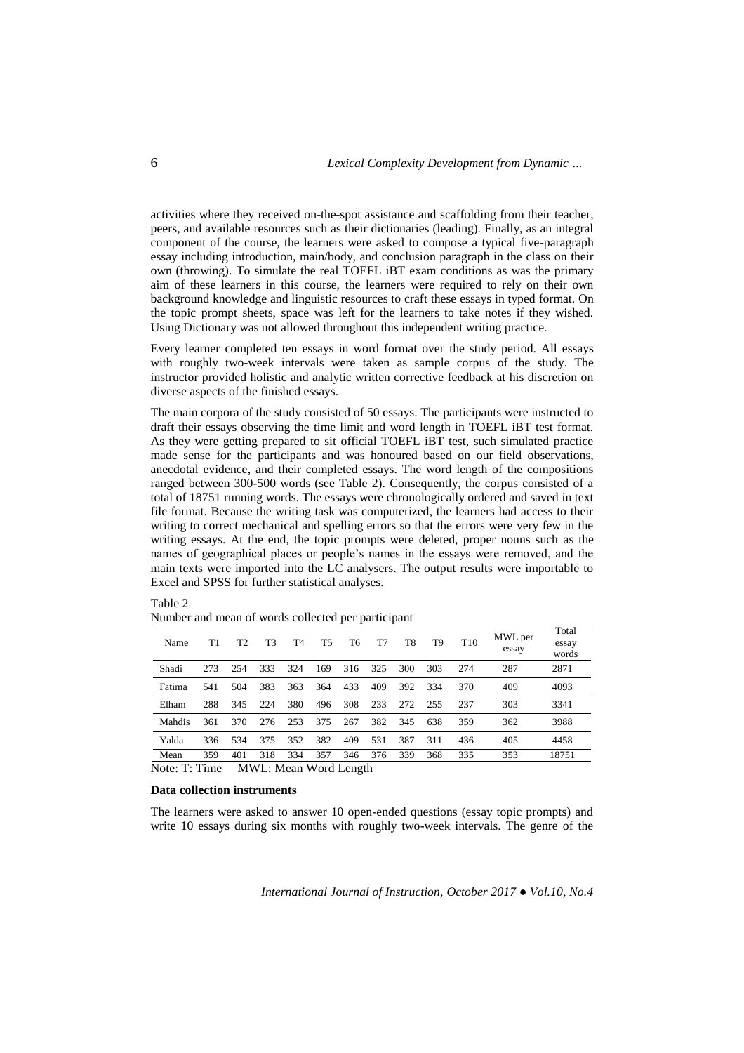activities where they received on-the-spot assistance and scaffolding from their teacher, peers, and available resources such as their dictionaries (leading). Finally, as an integral component of the course, the learners were asked to compose a typical five-paragraph essay including introduction, main/body, and conclusion paragraph in the class on their own (throwing). To simulate the real TOEFL iBT exam conditions as was the primary aim of these learners in this course, the learners were required to rely on their own background knowledge and linguistic resources to craft these essays in typed format. On the topic prompt sheets, space was left for the learners to take notes if they wished. Using Dictionary was not allowed throughout this independent writing practice.

Every learner completed ten essays in word format over the study period. All essays with roughly two-week intervals were taken as sample corpus of the study. The instructor provided holistic and analytic written corrective feedback at his discretion on diverse aspects of the finished essays.

The main corpora of the study consisted of 50 essays. The participants were instructed to draft their essays observing the time limit and word length in TOEFL iBT test format. As they were getting prepared to sit official TOEFL iBT test, such simulated practice made sense for the participants and was honoured based on our field observations, anecdotal evidence, and their completed essays. The word length of the compositions ranged between 300-500 words (see Table 2). Consequently, the corpus consisted of a total of 18751 running words. The essays were chronologically ordered and saved in text file format. Because the writing task was computerized, the learners had access to their writing to correct mechanical and spelling errors so that the errors were very few in the writing essays. At the end, the topic prompts were deleted, proper nouns such as the names of geographical places or people's names in the essays were removed, and the main texts were imported into the LC analysers. The output results were importable to Excel and SPSS for further statistical analyses.

Table 2
Number and mean of words collected per participant

| Name | T1 | T2 | T3 | T4 | T5 | T6 | T7 | T8 | T9 | T10 | MWL per essay | Total essay words |
|---|---|---|---|---|---|---|---|---|---|---|---|---|
| Shadi | 273 | 254 | 333 | 324 | 169 | 316 | 325 | 300 | 303 | 274 | 287 | 2871 |
| Fatima | 541 | 504 | 383 | 363 | 364 | 433 | 409 | 392 | 334 | 370 | 409 | 4093 |
| Elham | 288 | 345 | 224 | 380 | 496 | 308 | 233 | 272 | 255 | 237 | 303 | 3341 |
| Mahdis | 361 | 370 | 276 | 253 | 375 | 267 | 382 | 345 | 638 | 359 | 362 | 3988 |
| Yalda | 336 | 534 | 375 | 352 | 382 | 409 | 531 | 387 | 311 | 436 | 405 | 4458 |
| Mean | 359 | 401 | 318 | 334 | 357 | 346 | 376 | 339 | 368 | 335 | 353 | 18751 |

Note: T: Time  MWL: Mean Word Length

**Data collection instruments**

The learners were asked to answer 10 open-ended questions (essay topic prompts) and write 10 essays during six months with roughly two-week intervals. The genre of the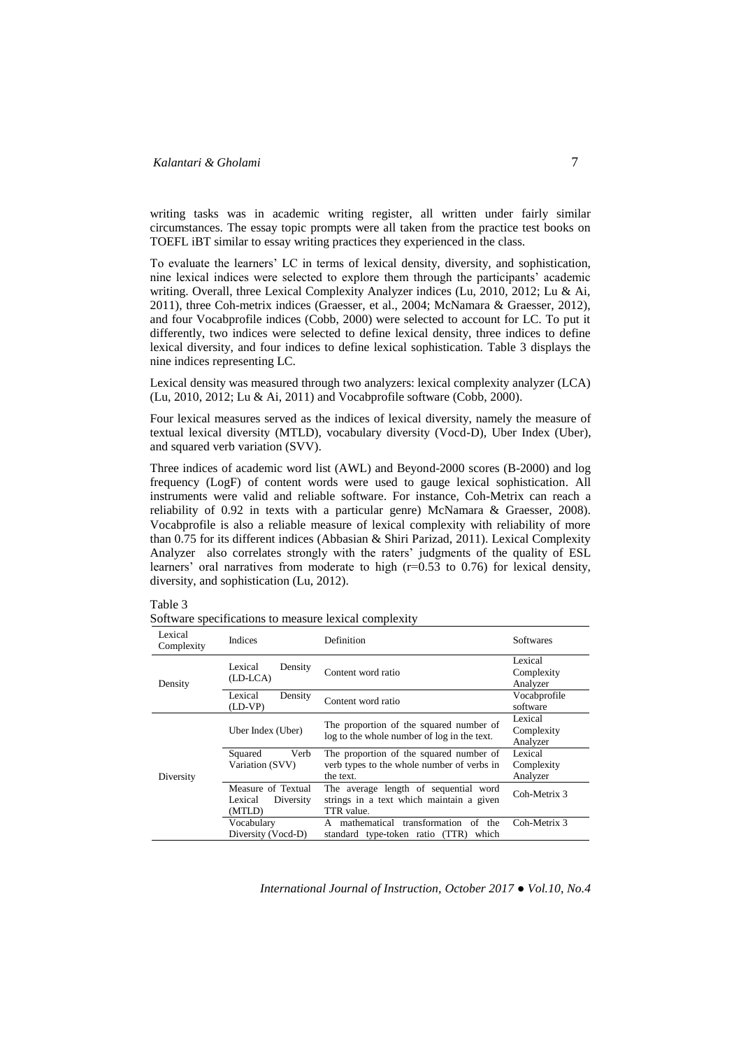writing tasks was in academic writing register, all written under fairly similar circumstances. The essay topic prompts were all taken from the practice test books on TOEFL iBT similar to essay writing practices they experienced in the class.

To evaluate the learners' LC in terms of lexical density, diversity, and sophistication, nine lexical indices were selected to explore them through the participants' academic writing. Overall, three Lexical Complexity Analyzer indices (Lu, 2010, 2012; Lu & Ai, 2011), three Coh-metrix indices (Graesser, et al., 2004; McNamara & Graesser, 2012), and four Vocabprofile indices (Cobb, 2000) were selected to account for LC. To put it differently, two indices were selected to define lexical density, three indices to define lexical diversity, and four indices to define lexical sophistication. Table 3 displays the nine indices representing LC.

Lexical density was measured through two analyzers: lexical complexity analyzer (LCA) (Lu, 2010, 2012; Lu & Ai, 2011) and Vocabprofile software (Cobb, 2000).

Four lexical measures served as the indices of lexical diversity, namely the measure of textual lexical diversity (MTLD), vocabulary diversity (Vocd-D), Uber Index (Uber), and squared verb variation (SVV).

Three indices of academic word list (AWL) and Beyond-2000 scores (B-2000) and log frequency (LogF) of content words were used to gauge lexical sophistication. All instruments were valid and reliable software. For instance, Coh-Metrix can reach a reliability of 0.92 in texts with a particular genre) McNamara & Graesser, 2008). Vocabprofile is also a reliable measure of lexical complexity with reliability of more than 0.75 for its different indices (Abbasian & Shiri Parizad, 2011). Lexical Complexity Analyzer also correlates strongly with the raters' judgments of the quality of ESL learners' oral narratives from moderate to high (r=0.53 to 0.76) for lexical density, diversity, and sophistication (Lu, 2012).

Table 3

Software specifications to measure lexical complexity

| Lexical Complexity | Indices | Definition | Softwares |
|---|---|---|---|
| Density | Lexical Density (LD-LCA) | Content word ratio | Lexical Complexity Analyzer |
| | Lexical Density (LD-VP) | Content word ratio | Vocabprofile software |
| Diversity | Uber Index (Uber) | The proportion of the squared number of log to the whole number of log in the text. | Lexical Complexity Analyzer |
| | Squared Verb Variation (SVV) | The proportion of the squared number of verb types to the whole number of verbs in the text. | Lexical Complexity Analyzer |
| | Measure of Textual Lexical Diversity (MTLD) | The average length of sequential word strings in a text which maintain a given TTR value. | Coh-Metrix 3 |
| | Vocabulary Diversity (Vocd-D) | A mathematical transformation of the standard type-token ratio (TTR) which | Coh-Metrix 3 |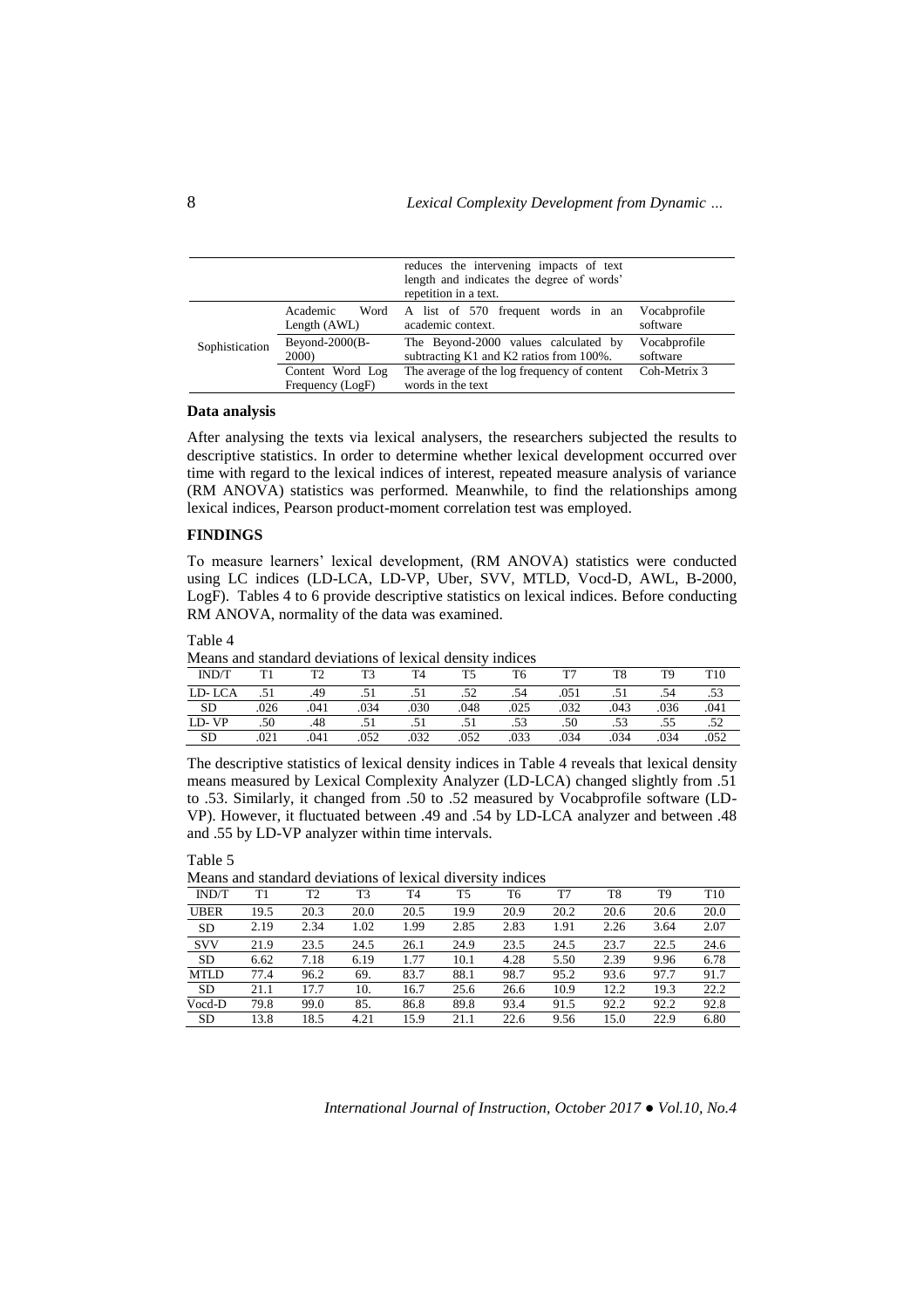|  |  | reduces the intervening impacts of text length and indicates the degree of words' repetition in a text. |  |
|---|---|---|---|
| Sophistication | Academic Word Length (AWL) | A list of 570 frequent words in an academic context. | Vocabprofile software |
|  | Beyond-2000(B-2000) | The Beyond-2000 values calculated by subtracting K1 and K2 ratios from 100%. | Vocabprofile software |
|  | Content Word Log Frequency (LogF) | The average of the log frequency of content words in the text | Coh-Metrix 3 |

**Data analysis**

After analysing the texts via lexical analysers, the researchers subjected the results to descriptive statistics. In order to determine whether lexical development occurred over time with regard to the lexical indices of interest, repeated measure analysis of variance (RM ANOVA) statistics was performed. Meanwhile, to find the relationships among lexical indices, Pearson product-moment correlation test was employed.

**FINDINGS**

To measure learners' lexical development, (RM ANOVA) statistics were conducted using LC indices (LD-LCA, LD-VP, Uber, SVV, MTLD, Vocd-D, AWL, B-2000, LogF). Tables 4 to 6 provide descriptive statistics on lexical indices. Before conducting RM ANOVA, normality of the data was examined.

Table 4

Means and standard deviations of lexical density indices

| IND/T | T1 | T2 | T3 | T4 | T5 | T6 | T7 | T8 | T9 | T10 |
|---|---|---|---|---|---|---|---|---|---|---|
| LD- LCA | .51 | .49 | .51 | .51 | .52 | .54 | .051 | .51 | .54 | .53 |
| SD | .026 | .041 | .034 | .030 | .048 | .025 | .032 | .043 | .036 | .041 |
| LD- VP | .50 | .48 | .51 | .51 | .51 | .53 | .50 | .53 | .55 | .52 |
| SD | .021 | .041 | .052 | .032 | .052 | .033 | .034 | .034 | .034 | .052 |

The descriptive statistics of lexical density indices in Table 4 reveals that lexical density means measured by Lexical Complexity Analyzer (LD-LCA) changed slightly from .51 to .53. Similarly, it changed from .50 to .52 measured by Vocabprofile software (LD-VP). However, it fluctuated between .49 and .54 by LD-LCA analyzer and between .48 and .55 by LD-VP analyzer within time intervals.

Table 5

Means and standard deviations of lexical diversity indices

| IND/T | T1 | T2 | T3 | T4 | T5 | T6 | T7 | T8 | T9 | T10 |
|---|---|---|---|---|---|---|---|---|---|---|
| UBER | 19.5 | 20.3 | 20.0 | 20.5 | 19.9 | 20.9 | 20.2 | 20.6 | 20.6 | 20.0 |
| SD | 2.19 | 2.34 | 1.02 | 1.99 | 2.85 | 2.83 | 1.91 | 2.26 | 3.64 | 2.07 |
| SVV | 21.9 | 23.5 | 24.5 | 26.1 | 24.9 | 23.5 | 24.5 | 23.7 | 22.5 | 24.6 |
| SD | 6.62 | 7.18 | 6.19 | 1.77 | 10.1 | 4.28 | 5.50 | 2.39 | 9.96 | 6.78 |
| MTLD | 77.4 | 96.2 | 69. | 83.7 | 88.1 | 98.7 | 95.2 | 93.6 | 97.7 | 91.7 |
| SD | 21.1 | 17.7 | 10. | 16.7 | 25.6 | 26.6 | 10.9 | 12.2 | 19.3 | 22.2 |
| Vocd-D | 79.8 | 99.0 | 85. | 86.8 | 89.8 | 93.4 | 91.5 | 92.2 | 92.2 | 92.8 |
| SD | 13.8 | 18.5 | 4.21 | 15.9 | 21.1 | 22.6 | 9.56 | 15.0 | 22.9 | 6.80 |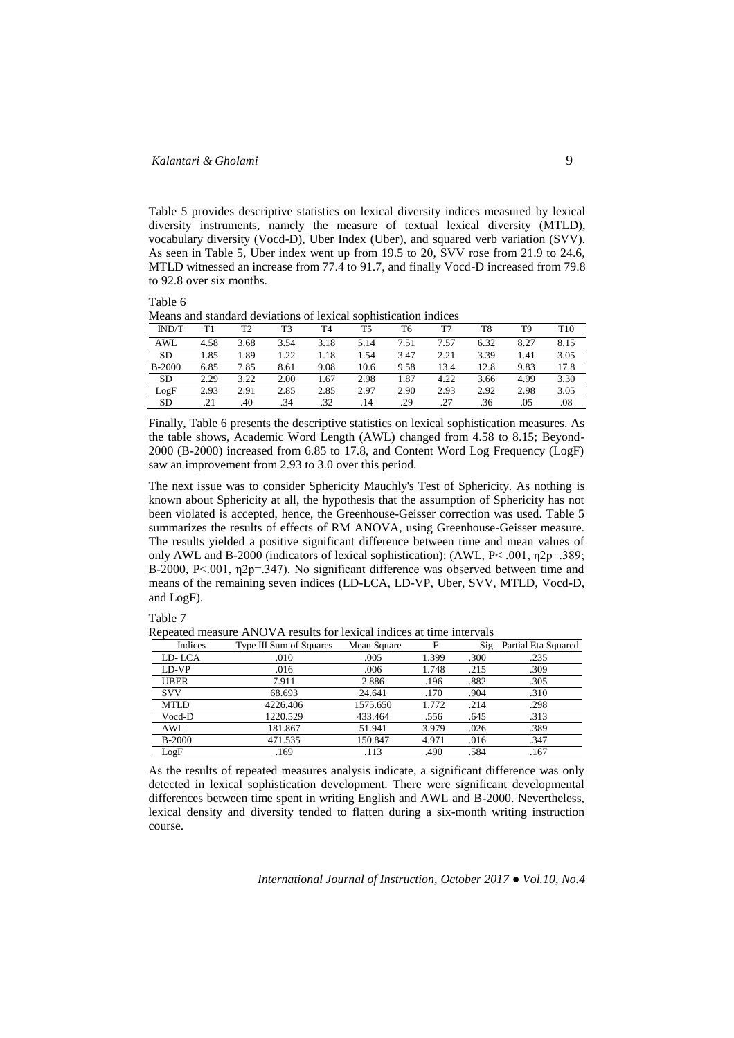Table 5 provides descriptive statistics on lexical diversity indices measured by lexical diversity instruments, namely the measure of textual lexical diversity (MTLD), vocabulary diversity (Vocd-D), Uber Index (Uber), and squared verb variation (SVV). As seen in Table 5, Uber index went up from 19.5 to 20, SVV rose from 21.9 to 24.6, MTLD witnessed an increase from 77.4 to 91.7, and finally Vocd-D increased from 79.8 to 92.8 over six months.

Table 6

Means and standard deviations of lexical sophistication indices

| IND/T | T1 | T2 | T3 | T4 | T5 | T6 | T7 | T8 | T9 | T10 |
|---|---|---|---|---|---|---|---|---|---|---|
| AWL | 4.58 | 3.68 | 3.54 | 3.18 | 5.14 | 7.51 | 7.57 | 6.32 | 8.27 | 8.15 |
| SD | 1.85 | 1.89 | 1.22 | 1.18 | 1.54 | 3.47 | 2.21 | 3.39 | 1.41 | 3.05 |
| B-2000 | 6.85 | 7.85 | 8.61 | 9.08 | 10.6 | 9.58 | 13.4 | 12.8 | 9.83 | 17.8 |
| SD | 2.29 | 3.22 | 2.00 | 1.67 | 2.98 | 1.87 | 4.22 | 3.66 | 4.99 | 3.30 |
| LogF | 2.93 | 2.91 | 2.85 | 2.85 | 2.97 | 2.90 | 2.93 | 2.92 | 2.98 | 3.05 |
| SD | .21 | .40 | .34 | .32 | .14 | .29 | .27 | .36 | .05 | .08 |

Finally, Table 6 presents the descriptive statistics on lexical sophistication measures. As the table shows, Academic Word Length (AWL) changed from 4.58 to 8.15; Beyond-2000 (B-2000) increased from 6.85 to 17.8, and Content Word Log Frequency (LogF) saw an improvement from 2.93 to 3.0 over this period.

The next issue was to consider Sphericity Mauchly's Test of Sphericity. As nothing is known about Sphericity at all, the hypothesis that the assumption of Sphericity has not been violated is accepted, hence, the Greenhouse-Geisser correction was used. Table 5 summarizes the results of effects of RM ANOVA, using Greenhouse-Geisser measure. The results yielded a positive significant difference between time and mean values of only AWL and B-2000 (indicators of lexical sophistication): (AWL, $P < .001$, $\eta 2p = .389$; B-2000, $P < .001$, $\eta 2p = .347$). No significant difference was observed between time and means of the remaining seven indices (LD-LCA, LD-VP, Uber, SVV, MTLD, Vocd-D, and LogF).

Table 7

Repeated measure ANOVA results for lexical indices at time intervals

| Indices | Type III Sum of Squares | Mean Square | F | Sig. | Partial Eta Squared |
|---|---|---|---|---|---|
| LD- LCA | .010 | .005 | 1.399 | .300 | .235 |
| LD-VP | .016 | .006 | 1.748 | .215 | .309 |
| UBER | 7.911 | 2.886 | .196 | .882 | .305 |
| SVV | 68.693 | 24.641 | .170 | .904 | .310 |
| MTLD | 4226.406 | 1575.650 | 1.772 | .214 | .298 |
| Vocd-D | 1220.529 | 433.464 | .556 | .645 | .313 |
| AWL | 181.867 | 51.941 | 3.979 | .026 | .389 |
| B-2000 | 471.535 | 150.847 | 4.971 | .016 | .347 |
| LogF | .169 | .113 | .490 | .584 | .167 |

As the results of repeated measures analysis indicate, a significant difference was only detected in lexical sophistication development. There were significant developmental differences between time spent in writing English and AWL and B-2000. Nevertheless, lexical density and diversity tended to flatten during a six-month writing instruction course.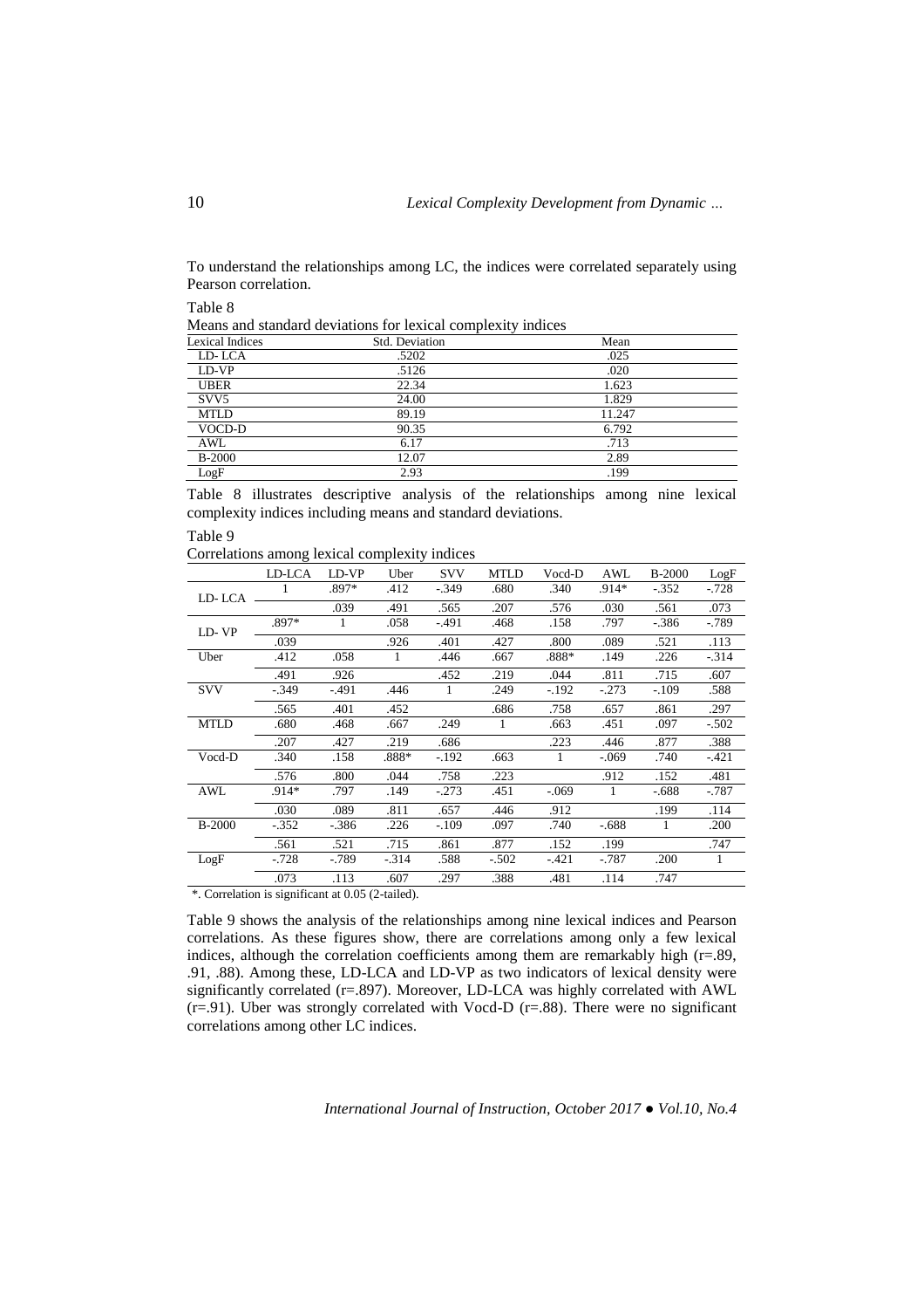To understand the relationships among LC, the indices were correlated separately using Pearson correlation.

Table 8

Means and standard deviations for lexical complexity indices

| Lexical Indices | Std. Deviation | Mean |
|---|---|---|
| LD- LCA | .5202 | .025 |
| LD-VP | .5126 | .020 |
| UBER | 22.34 | 1.623 |
| SVV5 | 24.00 | 1.829 |
| MTLD | 89.19 | 11.247 |
| VOCD-D | 90.35 | 6.792 |
| AWL | 6.17 | .713 |
| B-2000 | 12.07 | 2.89 |
| LogF | 2.93 | .199 |

Table 8 illustrates descriptive analysis of the relationships among nine lexical complexity indices including means and standard deviations.

Table 9

Correlations among lexical complexity indices

| | LD-LCA | LD-VP | Uber | SVV | MTLD | Vocd-D | AWL | B-2000 | LogF |
|---|---|---|---|---|---|---|---|---|---|
| LD- LCA | 1 | .897* | .412 | -.349 | .680 | .340 | .914* | -.352 | -.728 |
| | | .039 | .491 | .565 | .207 | .576 | .030 | .561 | .073 |
| LD- VP | .897* | 1 | .058 | -.491 | .468 | .158 | .797 | -.386 | -.789 |
| | .039 | | .926 | .401 | .427 | .800 | .089 | .521 | .113 |
| Uber | .412 | .058 | 1 | .446 | .667 | .888* | .149 | .226 | -.314 |
| | .491 | .926 | | .452 | .219 | .044 | .811 | .715 | .607 |
| SVV | -.349 | -.491 | .446 | 1 | .249 | -.192 | -.273 | -.109 | .588 |
| | .565 | .401 | .452 | | .686 | .758 | .657 | .861 | .297 |
| MTLD | .680 | .468 | .667 | .249 | 1 | .663 | .451 | .097 | -.502 |
| | .207 | .427 | .219 | .686 | | .223 | .446 | .877 | .388 |
| Vocd-D | .340 | .158 | .888* | -.192 | .663 | 1 | -.069 | .740 | -.421 |
| | .576 | .800 | .044 | .758 | .223 | | .912 | .152 | .481 |
| AWL | .914* | .797 | .149 | -.273 | .451 | -.069 | 1 | -.688 | -.787 |
| | .030 | .089 | .811 | .657 | .446 | .912 | | .199 | .114 |
| B-2000 | -.352 | -.386 | .226 | -.109 | .097 | .740 | -.688 | 1 | .200 |
| | .561 | .521 | .715 | .861 | .877 | .152 | .199 | | .747 |
| LogF | -.728 | -.789 | -.314 | .588 | -.502 | -.421 | -.787 | .200 | 1 |
| | .073 | .113 | .607 | .297 | .388 | .481 | .114 | .747 | |

*. Correlation is significant at 0.05 (2-tailed).

Table 9 shows the analysis of the relationships among nine lexical indices and Pearson correlations. As these figures show, there are correlations among only a few lexical indices, although the correlation coefficients among them are remarkably high (r=.89, .91, .88). Among these, LD-LCA and LD-VP as two indicators of lexical density were significantly correlated (r=.897). Moreover, LD-LCA was highly correlated with AWL (r=.91). Uber was strongly correlated with Vocd-D (r=.88). There were no significant correlations among other LC indices.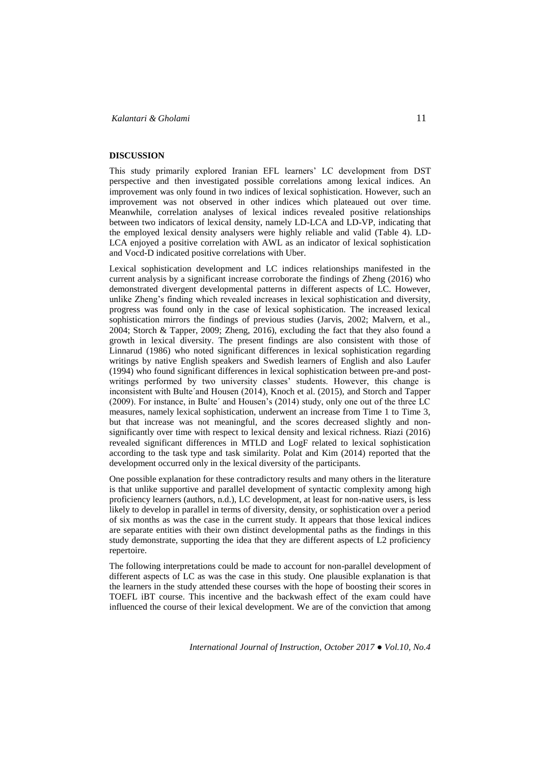## DISCUSSION

This study primarily explored Iranian EFL learners' LC development from DST perspective and then investigated possible correlations among lexical indices. An improvement was only found in two indices of lexical sophistication. However, such an improvement was not observed in other indices which plateaued out over time. Meanwhile, correlation analyses of lexical indices revealed positive relationships between two indicators of lexical density, namely LD-LCA and LD-VP, indicating that the employed lexical density analysers were highly reliable and valid (Table 4). LD-LCA enjoyed a positive correlation with AWL as an indicator of lexical sophistication and Vocd-D indicated positive correlations with Uber.

Lexical sophistication development and LC indices relationships manifested in the current analysis by a significant increase corroborate the findings of Zheng (2016) who demonstrated divergent developmental patterns in different aspects of LC. However, unlike Zheng's finding which revealed increases in lexical sophistication and diversity, progress was found only in the case of lexical sophistication. The increased lexical sophistication mirrors the findings of previous studies (Jarvis, 2002; Malvern, et al., 2004; Storch & Tapper, 2009; Zheng, 2016), excluding the fact that they also found a growth in lexical diversity. The present findings are also consistent with those of Linnarud (1986) who noted significant differences in lexical sophistication regarding writings by native English speakers and Swedish learners of English and also Laufer (1994) who found significant differences in lexical sophistication between pre-and post-writings performed by two university classes' students. However, this change is inconsistent with Bulte´and Housen (2014), Knoch et al. (2015), and Storch and Tapper (2009). For instance, in Bulte´ and Housen's (2014) study, only one out of the three LC measures, namely lexical sophistication, underwent an increase from Time 1 to Time 3, but that increase was not meaningful, and the scores decreased slightly and non-significantly over time with respect to lexical density and lexical richness. Riazi (2016) revealed significant differences in MTLD and LogF related to lexical sophistication according to the task type and task similarity. Polat and Kim (2014) reported that the development occurred only in the lexical diversity of the participants.

One possible explanation for these contradictory results and many others in the literature is that unlike supportive and parallel development of syntactic complexity among high proficiency learners (authors, n.d.), LC development, at least for non-native users, is less likely to develop in parallel in terms of diversity, density, or sophistication over a period of six months as was the case in the current study. It appears that those lexical indices are separate entities with their own distinct developmental paths as the findings in this study demonstrate, supporting the idea that they are different aspects of L2 proficiency repertoire.

The following interpretations could be made to account for non-parallel development of different aspects of LC as was the case in this study. One plausible explanation is that the learners in the study attended these courses with the hope of boosting their scores in TOEFL iBT course. This incentive and the backwash effect of the exam could have influenced the course of their lexical development. We are of the conviction that among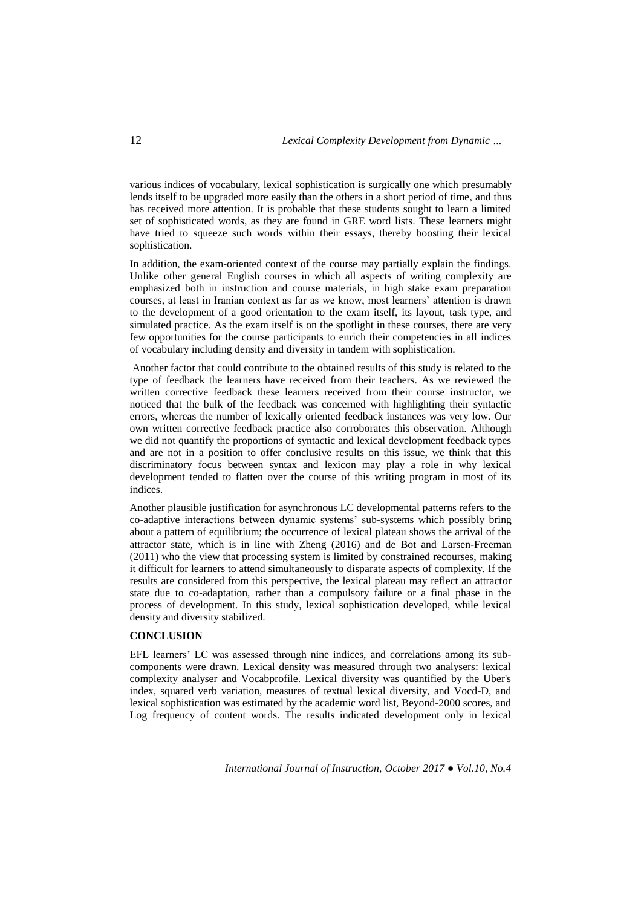various indices of vocabulary, lexical sophistication is surgically one which presumably lends itself to be upgraded more easily than the others in a short period of time, and thus has received more attention. It is probable that these students sought to learn a limited set of sophisticated words, as they are found in GRE word lists. These learners might have tried to squeeze such words within their essays, thereby boosting their lexical sophistication.

In addition, the exam-oriented context of the course may partially explain the findings. Unlike other general English courses in which all aspects of writing complexity are emphasized both in instruction and course materials, in high stake exam preparation courses, at least in Iranian context as far as we know, most learners' attention is drawn to the development of a good orientation to the exam itself, its layout, task type, and simulated practice. As the exam itself is on the spotlight in these courses, there are very few opportunities for the course participants to enrich their competencies in all indices of vocabulary including density and diversity in tandem with sophistication.

Another factor that could contribute to the obtained results of this study is related to the type of feedback the learners have received from their teachers. As we reviewed the written corrective feedback these learners received from their course instructor, we noticed that the bulk of the feedback was concerned with highlighting their syntactic errors, whereas the number of lexically oriented feedback instances was very low. Our own written corrective feedback practice also corroborates this observation. Although we did not quantify the proportions of syntactic and lexical development feedback types and are not in a position to offer conclusive results on this issue, we think that this discriminatory focus between syntax and lexicon may play a role in why lexical development tended to flatten over the course of this writing program in most of its indices.

Another plausible justification for asynchronous LC developmental patterns refers to the co-adaptive interactions between dynamic systems' sub-systems which possibly bring about a pattern of equilibrium; the occurrence of lexical plateau shows the arrival of the attractor state, which is in line with Zheng (2016) and de Bot and Larsen-Freeman (2011) who the view that processing system is limited by constrained recourses, making it difficult for learners to attend simultaneously to disparate aspects of complexity. If the results are considered from this perspective, the lexical plateau may reflect an attractor state due to co-adaptation, rather than a compulsory failure or a final phase in the process of development. In this study, lexical sophistication developed, while lexical density and diversity stabilized.

## CONCLUSION

EFL learners' LC was assessed through nine indices, and correlations among its sub-components were drawn. Lexical density was measured through two analysers: lexical complexity analyser and Vocabprofile. Lexical diversity was quantified by the Uber's index, squared verb variation, measures of textual lexical diversity, and Vocd-D, and lexical sophistication was estimated by the academic word list, Beyond-2000 scores, and Log frequency of content words. The results indicated development only in lexical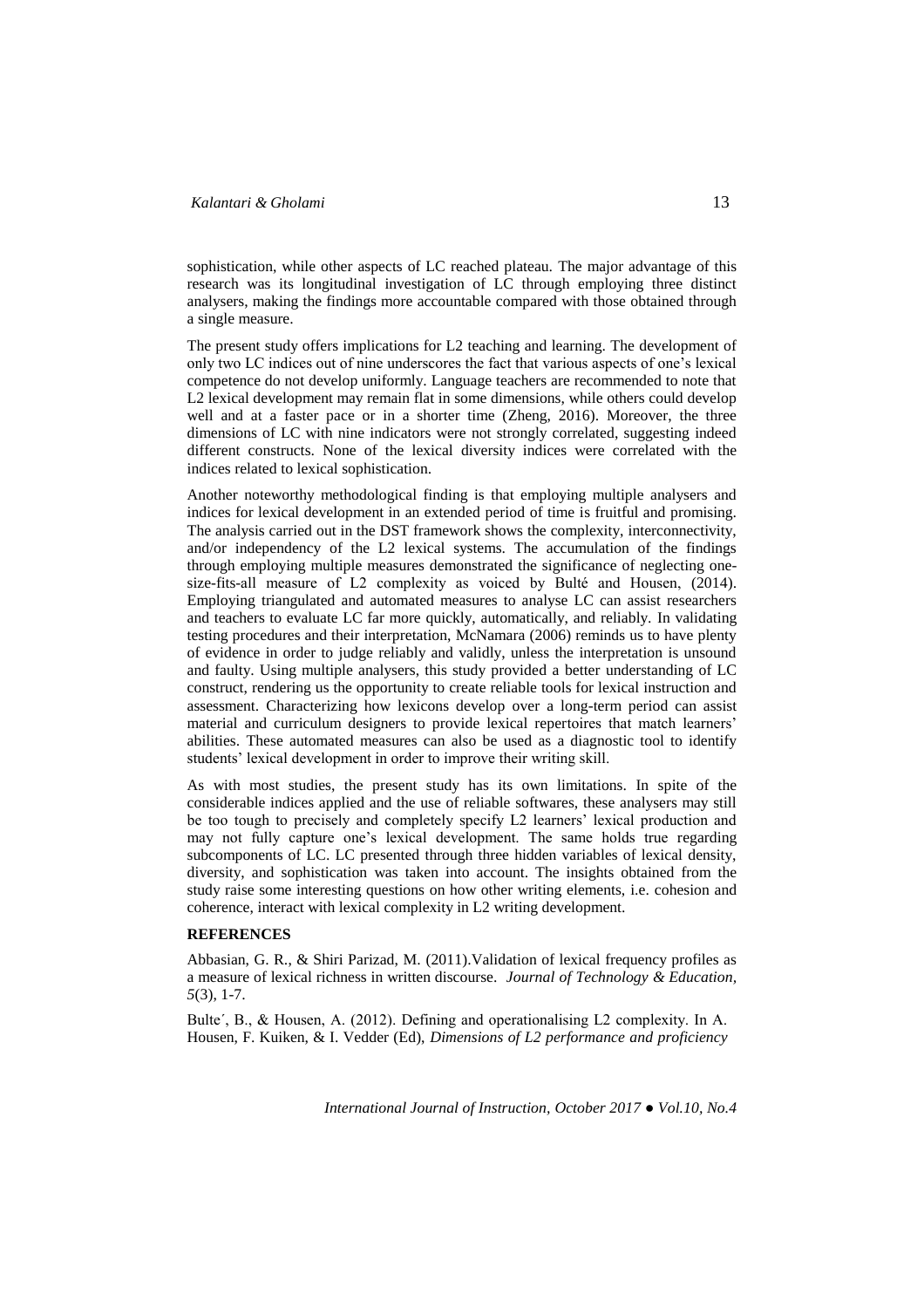sophistication, while other aspects of LC reached plateau. The major advantage of this research was its longitudinal investigation of LC through employing three distinct analysers, making the findings more accountable compared with those obtained through a single measure.

The present study offers implications for L2 teaching and learning. The development of only two LC indices out of nine underscores the fact that various aspects of one's lexical competence do not develop uniformly. Language teachers are recommended to note that L2 lexical development may remain flat in some dimensions, while others could develop well and at a faster pace or in a shorter time (Zheng, 2016). Moreover, the three dimensions of LC with nine indicators were not strongly correlated, suggesting indeed different constructs. None of the lexical diversity indices were correlated with the indices related to lexical sophistication.

Another noteworthy methodological finding is that employing multiple analysers and indices for lexical development in an extended period of time is fruitful and promising. The analysis carried out in the DST framework shows the complexity, interconnectivity, and/or independency of the L2 lexical systems. The accumulation of the findings through employing multiple measures demonstrated the significance of neglecting one-size-fits-all measure of L2 complexity as voiced by Bulté and Housen, (2014). Employing triangulated and automated measures to analyse LC can assist researchers and teachers to evaluate LC far more quickly, automatically, and reliably. In validating testing procedures and their interpretation, McNamara (2006) reminds us to have plenty of evidence in order to judge reliably and validly, unless the interpretation is unsound and faulty. Using multiple analysers, this study provided a better understanding of LC construct, rendering us the opportunity to create reliable tools for lexical instruction and assessment. Characterizing how lexicons develop over a long-term period can assist material and curriculum designers to provide lexical repertoires that match learners' abilities. These automated measures can also be used as a diagnostic tool to identify students' lexical development in order to improve their writing skill.

As with most studies, the present study has its own limitations. In spite of the considerable indices applied and the use of reliable softwares, these analysers may still be too tough to precisely and completely specify L2 learners' lexical production and may not fully capture one's lexical development. The same holds true regarding subcomponents of LC. LC presented through three hidden variables of lexical density, diversity, and sophistication was taken into account. The insights obtained from the study raise some interesting questions on how other writing elements, i.e. cohesion and coherence, interact with lexical complexity in L2 writing development.

## REFERENCES

Abbasian, G. R., & Shiri Parizad, M. (2011).Validation of lexical frequency profiles as a measure of lexical richness in written discourse. *Journal of Technology & Education, 5*(3), 1-7.

Bulte´, B., & Housen, A. (2012). Defining and operationalising L2 complexity. In A. Housen, F. Kuiken, & I. Vedder (Ed), *Dimensions of L2 performance and proficiency*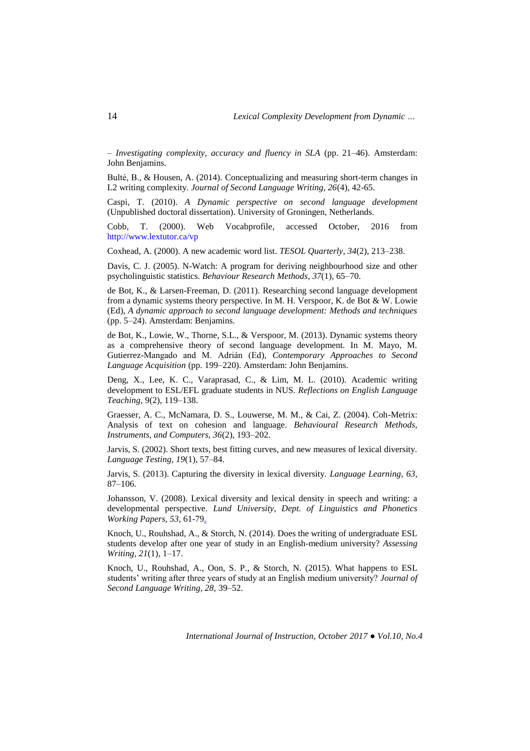– *Investigating complexity, accuracy and fluency in SLA* (pp. 21–46). Amsterdam: John Benjamins.

Bulté, B., & Housen, A. (2014). Conceptualizing and measuring short-term changes in L2 writing complexity. *Journal of Second Language Writing*, *26*(4), 42-65.

Caspi, T. (2010). *A Dynamic perspective on second language development* (Unpublished doctoral dissertation). University of Groningen, Netherlands.

Cobb, T. (2000). Web Vocabprofile, accessed October, 2016 from http://www.lextutor.ca/vp

Coxhead, A. (2000). A new academic word list. *TESOL Quarterly*, *34*(2), 213–238.

Davis, C. J. (2005). N-Watch: A program for deriving neighbourhood size and other psycholinguistic statistics. *Behaviour Research Methods*, *37*(1), 65–70.

de Bot, K., & Larsen-Freeman, D. (2011). Researching second language development from a dynamic systems theory perspective. In M. H. Verspoor, K. de Bot & W. Lowie (Ed), *A dynamic approach to second language development: Methods and techniques* (pp. 5–24). Amsterdam: Benjamins.

de Bot, K., Lowie, W., Thorne, S.L., & Verspoor, M. (2013). Dynamic systems theory as a comprehensive theory of second language development. In M. Mayo, M. Gutierrez-Mangado and M. Adrián (Ed), *Contemporary Approaches to Second Language Acquisition* (pp. 199–220). Amsterdam: John Benjamins.

Deng, X., Lee, K. C., Varaprasad, C., & Lim, M. L. (2010). Academic writing development to ESL/EFL graduate students in NUS. *Reflections on English Language Teaching,* 9(2), 119–138.

Graesser, A. C., McNamara, D. S., Louwerse, M. M., & Cai, Z. (2004). Coh-Metrix: Analysis of text on cohesion and language. *Behavioural Research Methods, Instruments, and Computers, 36*(2), 193–202.

Jarvis, S. (2002). Short texts, best fitting curves, and new measures of lexical diversity. *Language Testing*, *19*(1), 57–84.

Jarvis, S. (2013). Capturing the diversity in lexical diversity. *Language Learning*, *63*, 87–106.

Johansson, V. (2008). Lexical diversity and lexical density in speech and writing: a developmental perspective. *Lund University, Dept. of Linguistics and Phonetics Working Papers, 53*, 61-79.

Knoch, U., Rouhshad, A., & Storch, N. (2014). Does the writing of undergraduate ESL students develop after one year of study in an English-medium university? *Assessing Writing, 21*(1), 1–17.

Knoch, U., Rouhshad, A., Oon, S. P., & Storch, N. (2015). What happens to ESL students' writing after three years of study at an English medium university? *Journal of Second Language Writing, 28,* 39–52.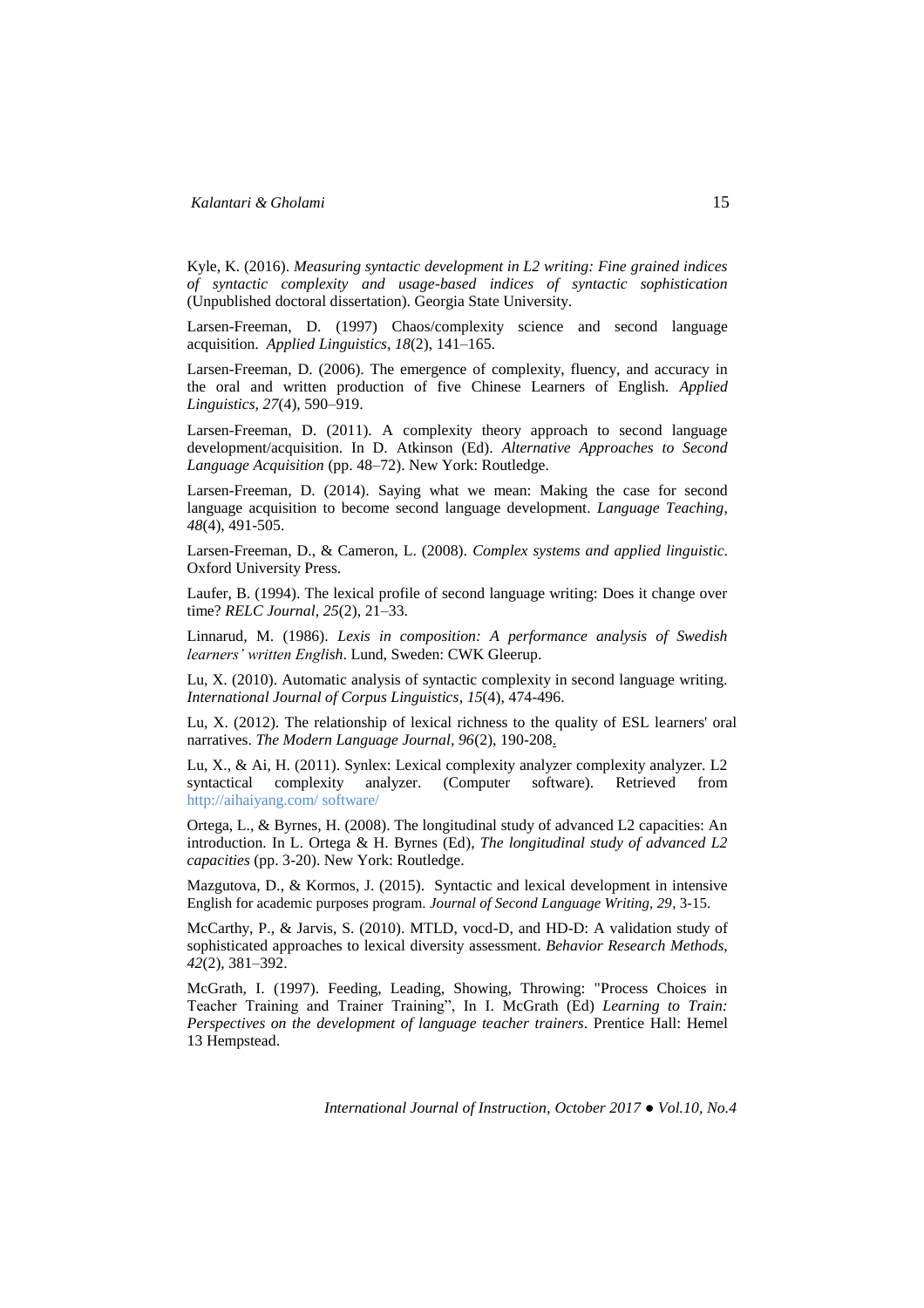Kyle, K. (2016). *Measuring syntactic development in L2 writing: Fine grained indices of syntactic complexity and usage-based indices of syntactic sophistication* (Unpublished doctoral dissertation). Georgia State University.

Larsen-Freeman, D. (1997) Chaos/complexity science and second language acquisition. *Applied Linguistics*, *18*(2), 141–165.

Larsen-Freeman, D. (2006). The emergence of complexity, fluency, and accuracy in the oral and written production of five Chinese Learners of English. *Applied Linguistics, 27*(4), 590–919.

Larsen-Freeman, D. (2011). A complexity theory approach to second language development/acquisition. In D. Atkinson (Ed). *Alternative Approaches to Second Language Acquisition* (pp. 48–72). New York: Routledge.

Larsen-Freeman, D. (2014). Saying what we mean: Making the case for second language acquisition to become second language development. *Language Teaching*, *48*(4), 491-505.

Larsen-Freeman, D., & Cameron, L. (2008). *Complex systems and applied linguistic*. Oxford University Press.

Laufer, B. (1994). The lexical profile of second language writing: Does it change over time? *RELC Journal*, *25*(2), 21–33.

Linnarud, M. (1986). *Lexis in composition: A performance analysis of Swedish learners' written English*. Lund, Sweden: CWK Gleerup.

Lu, X. (2010). Automatic analysis of syntactic complexity in second language writing. *International Journal of Corpus Linguistics*, *15*(4), 474-496.

Lu, X. (2012). The relationship of lexical richness to the quality of ESL learners' oral narratives. *The Modern Language Journal*, *96*(2), 190-208.

Lu, X., & Ai, H. (2011). Synlex: Lexical complexity analyzer complexity analyzer. L2 syntactical complexity analyzer. (Computer software). Retrieved from http://aihaiyang.com/ software/

Ortega, L., & Byrnes, H. (2008). The longitudinal study of advanced L2 capacities: An introduction. In L. Ortega & H. Byrnes (Ed), *The longitudinal study of advanced L2 capacities* (pp. 3-20). New York: Routledge.

Mazgutova, D., & Kormos, J. (2015). Syntactic and lexical development in intensive English for academic purposes program. *Journal of Second Language Writing, 29*, 3-15.

McCarthy, P., & Jarvis, S. (2010). MTLD, vocd-D, and HD-D: A validation study of sophisticated approaches to lexical diversity assessment. *Behavior Research Methods*, *42*(2), 381–392.

McGrath, I. (1997). Feeding, Leading, Showing, Throwing: "Process Choices in Teacher Training and Trainer Training", In I. McGrath (Ed) *Learning to Train: Perspectives on the development of language teacher trainers*. Prentice Hall: Hemel 13 Hempstead.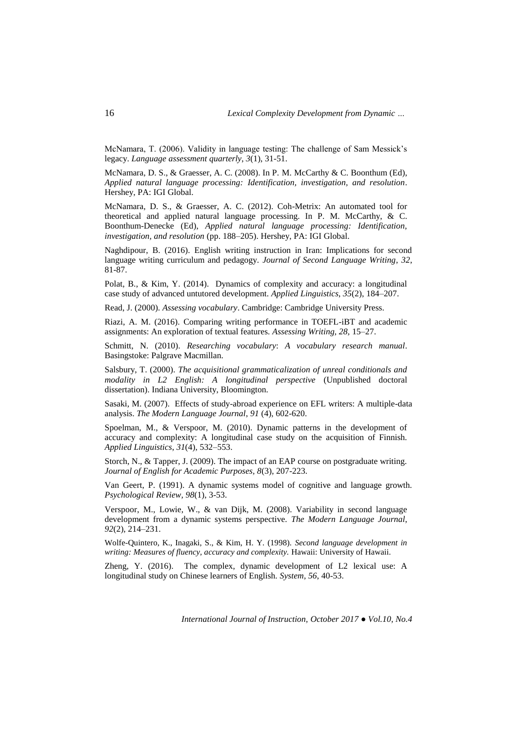McNamara, T. (2006). Validity in language testing: The challenge of Sam Messick's legacy. *Language assessment quarterly*, *3*(1), 31-51.

McNamara, D. S., & Graesser, A. C. (2008). In P. M. McCarthy & C. Boonthum (Ed), *Applied natural language processing: Identification, investigation, and resolution*. Hershey, PA: IGI Global.

McNamara, D. S., & Graesser, A. C. (2012). Coh-Metrix: An automated tool for theoretical and applied natural language processing. In P. M. McCarthy, & C. Boonthum-Denecke (Ed), *Applied natural language processing: Identification, investigation, and resolution* (pp. 188–205). Hershey, PA: IGI Global.

Naghdipour, B. (2016). English writing instruction in Iran: Implications for second language writing curriculum and pedagogy. *Journal of Second Language Writing*, *32*, 81-87.

Polat, B., & Kim, Y. (2014). Dynamics of complexity and accuracy: a longitudinal case study of advanced untutored development. *Applied Linguistics*, *35*(2), 184–207.

Read, J. (2000). *Assessing vocabulary*. Cambridge: Cambridge University Press.

Riazi, A. M. (2016). Comparing writing performance in TOEFL-iBT and academic assignments: An exploration of textual features. *Assessing Writing, 28*, 15–27.

Schmitt, N. (2010). *Researching vocabulary*: *A vocabulary research manual*. Basingstoke: Palgrave Macmillan.

Salsbury, T. (2000). *The acquisitional grammaticalization of unreal conditionals and modality in L2 English: A longitudinal perspective* (Unpublished doctoral dissertation). Indiana University, Bloomington.

Sasaki, M. (2007). Effects of study-abroad experience on EFL writers: A multiple-data analysis. *The Modern Language Journal*, *91* (4), 602-620.

Spoelman, M., & Verspoor, M. (2010). Dynamic patterns in the development of accuracy and complexity: A longitudinal case study on the acquisition of Finnish. *Applied Linguistics*, *31*(4), 532–553.

Storch, N., & Tapper, J. (2009). The impact of an EAP course on postgraduate writing. *Journal of English for Academic Purposes, 8*(3), 207-223.

Van Geert, P. (1991). A dynamic systems model of cognitive and language growth. *Psychological Review*, *98*(1), 3-53.

Verspoor, M., Lowie, W., & van Dijk, M. (2008). Variability in second language development from a dynamic systems perspective. *The Modern Language Journal*, *92*(2), 214–231.

Wolfe-Quintero, K., Inagaki, S., & Kim, H. Y. (1998). *Second language development in writing: Measures of fluency, accuracy and complexity.* Hawaii: University of Hawaii.

Zheng, Y. (2016). The complex, dynamic development of L2 lexical use: A longitudinal study on Chinese learners of English. *System*, *56*, 40-53.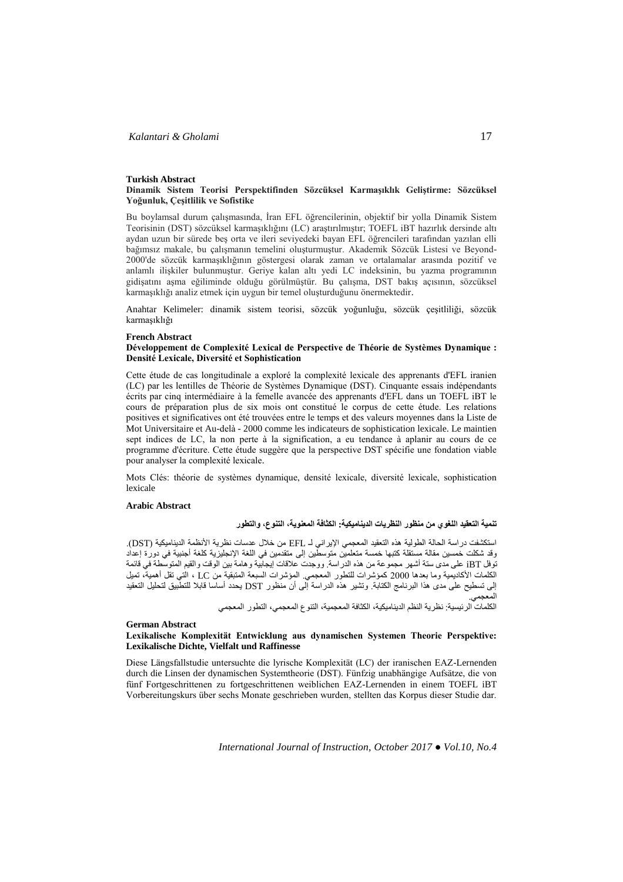**Turkish Abstract**

**Dinamik Sistem Teorisi Perspektifinden Sözcüksel Karmaşıklık Geliştirme: Sözcüksel Yoğunluk, Çeşitlilik ve Sofistike**

Bu boylamsal durum çalışmasında, İran EFL öğrencilerinin, objektif bir yolla Dinamik Sistem Teorisinin (DST) sözcüksel karmaşıklığını (LC) araştırılmıştır; TOEFL iBT hazırlık dersinde altı aydan uzun bir sürede beş orta ve ileri seviyedeki bayan EFL öğrencileri tarafından yazılan elli bağımsız makale, bu çalışmanın temelini oluşturmuştur. Akademik Sözcük Listesi ve Beyond-2000'de sözcük karmaşıklığının göstergesi olarak zaman ve ortalamalar arasında pozitif ve anlamlı ilişkiler bulunmuştur. Geriye kalan altı yedi LC indeksinin, bu yazma programının gidişatını aşma eğiliminde olduğu görülmüştür. Bu çalışma, DST bakış açısının, sözcüksel karmaşıklığı analiz etmek için uygun bir temel oluşturduğunu önermektedir.

Anahtar Kelimeler: dinamik sistem teorisi, sözcük yoğunluğu, sözcük çeşitliliği, sözcük karmaşıklığı

**French Abstract**

**Développement de Complexité Lexical de Perspective de Théorie de Systèmes Dynamique : Densité Lexicale, Diversité et Sophistication**

Cette étude de cas longitudinale a exploré la complexité lexicale des apprenants d'EFL iranien (LC) par les lentilles de Théorie de Systèmes Dynamique (DST). Cinquante essais indépendants écrits par cinq intermédiaire à la femelle avancée des apprenants d'EFL dans un TOEFL iBT le cours de préparation plus de six mois ont constitué le corpus de cette étude. Les relations positives et significatives ont été trouvées entre le temps et des valeurs moyennes dans la Liste de Mot Universitaire et Au-delà - 2000 comme les indicateurs de sophistication lexicale. Le maintien sept indices de LC, la non perte à la signification, a eu tendance à aplanir au cours de ce programme d'écriture. Cette étude suggère que la perspective DST spécifie une fondation viable pour analyser la complexité lexicale.

Mots Clés: théorie de systèmes dynamique, densité lexicale, diversité lexicale, sophistication lexicale

**Arabic Abstract**

**تنمية التعقيد اللغوي من منظور النظريات الديناميكية: الكثافة المعنوية، التنوع، والتطور**

استكشفت دراسة الحالة الطولية هذه التعقيد المعجمي الإيراني لـ EFL من خلال عدسات نظرية الأنظمة الديناميكية (DST). وقد شكلت خمسين مقالة مستقلة كتبها خمسة متعلمين متوسطين إلى متقدمين في اللغة الإنجليزية كلغة أجنبية في دورة إعداد توفل iBT على مدى ستة أشهر مجموعة من هذه الدراسة. ووجدت علاقات إيجابية وهامة بين الوقت والقيم المتوسطة في قائمة الكلمات الأكاديمية وما بعدها 2000 كمؤشرات للتطور المعجمي. المؤشرات السبعة المتبقية من LC ، التي تقل أهمية، تميل إلى تسطيح على مدى هذا البرنامج الكتابة. وتشير هذه الدراسة إلى أن منظور DST يحدد أساسا قابلا للتطبيق لتحليل التعقيد المعجمي.

الكلمات الرئيسية: نظرية النظم الديناميكية، الكثافة المعجمية، التنوع المعجمي، التطور المعجمي

**German Abstract**

**Lexikalische Komplexität Entwicklung aus dynamischen Systemen Theorie Perspektive: Lexikalische Dichte, Vielfalt und Raffinesse**

Diese Längsfallstudie untersuchte die lyrische Komplexität (LC) der iranischen EAZ-Lernenden durch die Linsen der dynamischen Systemtheorie (DST). Fünfzig unabhängige Aufsätze, die von fünf Fortgeschrittenen zu fortgeschrittenen weiblichen EAZ-Lernenden in einem TOEFL iBT Vorbereitungskurs über sechs Monate geschrieben wurden, stellten das Korpus dieser Studie dar.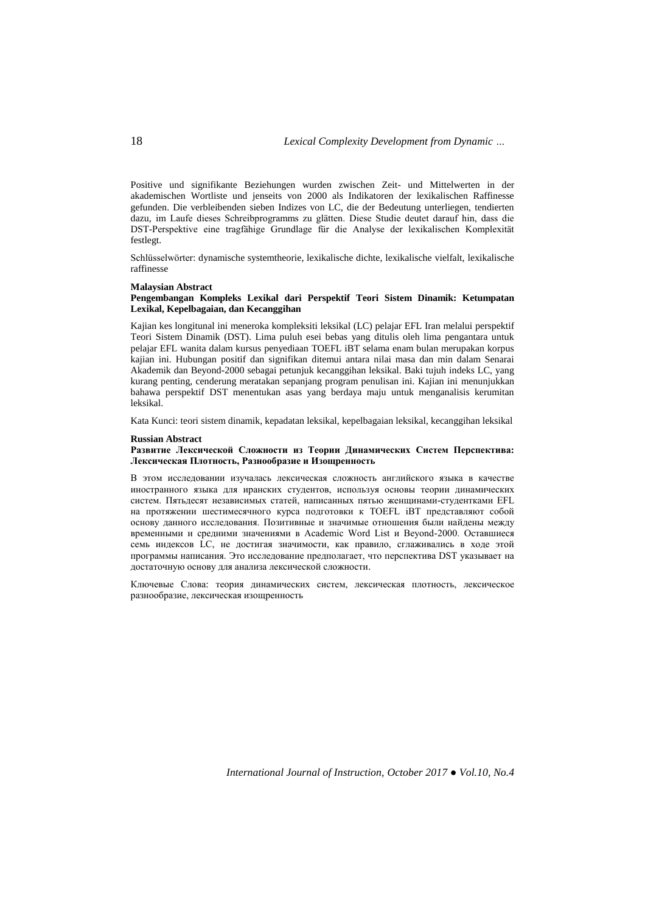Positive und signifikante Beziehungen wurden zwischen Zeit- und Mittelwerten in der akademischen Wortliste und jenseits von 2000 als Indikatoren der lexikalischen Raffinesse gefunden. Die verbleibenden sieben Indizes von LC, die der Bedeutung unterliegen, tendierten dazu, im Laufe dieses Schreibprogramms zu glätten. Diese Studie deutet darauf hin, dass die DST-Perspektive eine tragfähige Grundlage für die Analyse der lexikalischen Komplexität festlegt.

Schlüsselwörter: dynamische systemtheorie, lexikalische dichte, lexikalische vielfalt, lexikalische raffinesse

**Malaysian Abstract**

**Pengembangan Kompleks Lexikal dari Perspektif Teori Sistem Dinamik: Ketumpatan Lexikal, Kepelbagaian, dan Kecanggihan**

Kajian kes longitunal ini meneroka kompleksiti leksikal (LC) pelajar EFL Iran melalui perspektif Teori Sistem Dinamik (DST). Lima puluh esei bebas yang ditulis oleh lima pengantara untuk pelajar EFL wanita dalam kursus penyediaan TOEFL iBT selama enam bulan merupakan korpus kajian ini. Hubungan positif dan signifikan ditemui antara nilai masa dan min dalam Senarai Akademik dan Beyond-2000 sebagai petunjuk kecanggihan leksikal. Baki tujuh indeks LC, yang kurang penting, cenderung meratakan sepanjang program penulisan ini. Kajian ini menunjukkan bahawa perspektif DST menentukan asas yang berdaya maju untuk menganalisis kerumitan leksikal.

Kata Kunci: teori sistem dinamik, kepadatan leksikal, kepelbagaian leksikal, kecanggihan leksikal

**Russian Abstract**

**Развитие Лексической Сложности из Теории Динамических Систем Перспектива: Лексическая Плотность, Разнообразие и Изощренность**

В этом исследовании изучалась лексическая сложность английского языка в качестве иностранного языка для иранских студентов, используя основы теории динамических систем. Пятьдесят независимых статей, написанных пятью женщинами-студентками EFL на протяжении шестимесячного курса подготовки к TOEFL iBT представляют собой основу данного исследования. Позитивные и значимые отношения были найдены между временными и средними значениями в Academic Word List и Beyond-2000. Оставшиеся семь индексов LC, не достигая значимости, как правило, сглаживались в ходе этой программы написания. Это исследование предполагает, что перспектива DST указывает на достаточную основу для анализа лексической сложности.

Ключевые Слова: теория динамических систем, лексическая плотность, лексическое разнообразие, лексическая изощренность